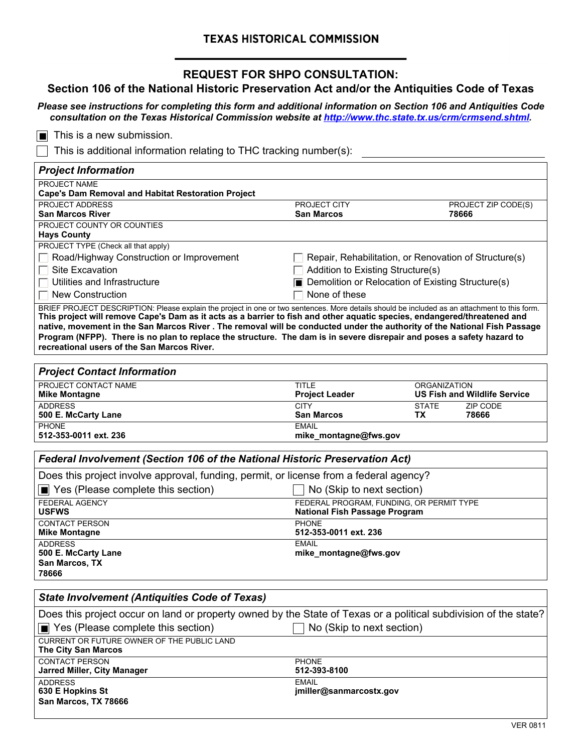# TEXAS HISTORICAL COMMISSION

## REQUEST FOR SHPO CONSULTATION:
## Section 106 of the National Historic Preservation Act and/or the Antiquities Code of Texas

***Please see instructions for completing this form and additional information on Section 106 and Antiquities Code consultation on the Texas Historical Commission website at [http://www.thc.state.tx.us/crm/crmsend.shtml](http://www.thc.state.tx.us/crm/crmsend.shtml).***

- [x] This is a new submission.
- [ ] This is additional information relating to THC tracking number(s): ______________

### *Project Information*

**PROJECT NAME**
**Cape's Dam Removal and Habitat Restoration Project**

| PROJECT ADDRESS | PROJECT CITY | PROJECT ZIP CODE(S) |
|---|---|---|
| **San Marcos River** | **San Marcos** | **78666** |

**PROJECT COUNTY OR COUNTIES**
**Hays County**

PROJECT TYPE (Check all that apply)

- [ ] Road/Highway Construction or Improvement
- [ ] Site Excavation
- [ ] Utilities and Infrastructure
- [ ] New Construction
- [ ] Repair, Rehabilitation, or Renovation of Structure(s)
- [ ] Addition to Existing Structure(s)
- [x] Demolition or Relocation of Existing Structure(s)
- [ ] None of these

BRIEF PROJECT DESCRIPTION: Please explain the project in one or two sentences. More details should be included as an attachment to this form.
**This project will remove Cape's Dam as it acts as a barrier to fish and other aquatic species, endangered/threatened and native, movement in the San Marcos River . The removal will be conducted under the authority of the National Fish Passage Program (NFPP). There is no plan to replace the structure. The dam is in severe disrepair and poses a safety hazard to recreational users of the San Marcos River.**

### *Project Contact Information*

| PROJECT CONTACT NAME | TITLE | ORGANIZATION | |
|---|---|---|---|
| **Mike Montagne** | **Project Leader** | **US Fish and Wildlife Service** | |
| **ADDRESS** | **CITY** | **STATE** | **ZIP CODE** |
| **500 E. McCarty Lane** | **San Marcos** | **TX** | **78666** |
| **PHONE** | **EMAIL** | | |
| **512-353-0011 ext. 236** | **mike_montagne@fws.gov** | | |

### *Federal Involvement (Section 106 of the National Historic Preservation Act)*

Does this project involve approval, funding, permit, or license from a federal agency?

- [x] Yes (Please complete this section)
- [ ] No (Skip to next section)

| FEDERAL AGENCY | FEDERAL PROGRAM, FUNDING, OR PERMIT TYPE |
|---|---|
| **USFWS** | **National Fish Passage Program** |
| **CONTACT PERSON** | **PHONE** |
| **Mike Montagne** | **512-353-0011 ext. 236** |
| **ADDRESS** | **EMAIL** |
| **500 E. McCarty Lane, San Marcos, TX 78666** | **mike_montagne@fws.gov** |

### *State Involvement (Antiquities Code of Texas)*

Does this project occur on land or property owned by the State of Texas or a political subdivision of the state?

- [x] Yes (Please complete this section)
- [ ] No (Skip to next section)

**CURRENT OR FUTURE OWNER OF THE PUBLIC LAND**
**The City San Marcos**

| CONTACT PERSON | PHONE |
|---|---|
| **Jarred Miller, City Manager** | **512-393-8100** |
| **ADDRESS** | **EMAIL** |
| **630 E Hopkins St, San Marcos, TX 78666** | **jmiller@sanmarcostx.gov** |

VER 0811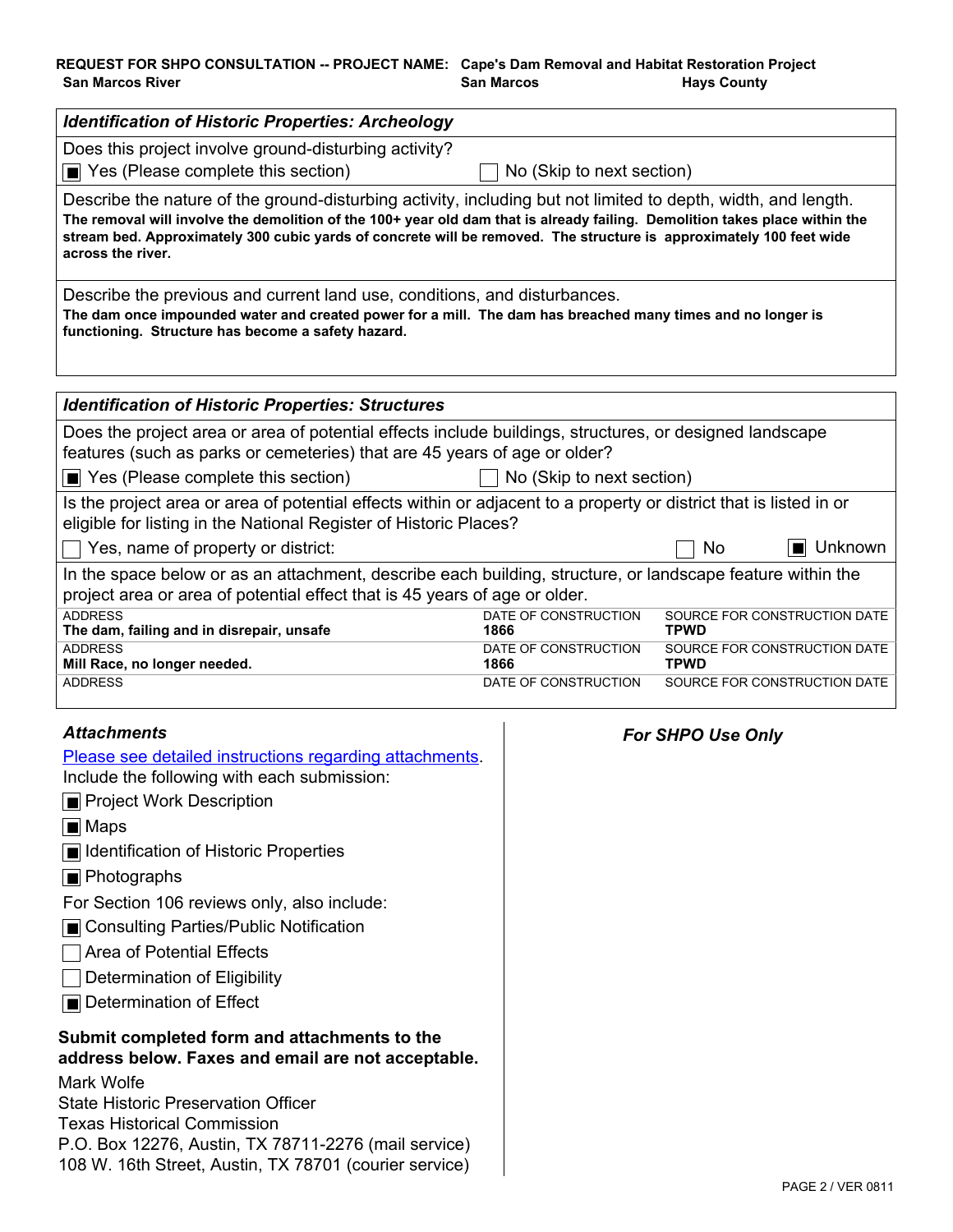**REQUEST FOR SHPO CONSULTATION -- PROJECT NAME: Cape's Dam Removal and Habitat Restoration Project**
**San Marcos River** **San Marcos** **Hays County**

### *Identification of Historic Properties: Archeology*

Does this project involve ground-disturbing activity?

☒ Yes (Please complete this section) ☐ No (Skip to next section)

Describe the nature of the ground-disturbing activity, including but not limited to depth, width, and length.

**The removal will involve the demolition of the 100+ year old dam that is already failing. Demolition takes place within the stream bed. Approximately 300 cubic yards of concrete will be removed. The structure is approximately 100 feet wide across the river.**

Describe the previous and current land use, conditions, and disturbances.

**The dam once impounded water and created power for a mill. The dam has breached many times and no longer is functioning. Structure has become a safety hazard.**

### *Identification of Historic Properties: Structures*

Does the project area or area of potential effects include buildings, structures, or designed landscape features (such as parks or cemeteries) that are 45 years of age or older?

☒ Yes (Please complete this section) ☐ No (Skip to next section)

Is the project area or area of potential effects within or adjacent to a property or district that is listed in or eligible for listing in the National Register of Historic Places?

☐ Yes, name of property or district: ☐ No ☒ Unknown

In the space below or as an attachment, describe each building, structure, or landscape feature within the project area or area of potential effect that is 45 years of age or older.

| ADDRESS | DATE OF CONSTRUCTION | SOURCE FOR CONSTRUCTION DATE |
|---|---|---|
| **The dam, failing and in disrepair, unsafe** | **1866** | **TPWD** |
| **Mill Race, no longer needed.** | **1866** | **TPWD** |
| | | |

### *Attachments*

Please see detailed instructions regarding attachments.

Include the following with each submission:

- ☒ Project Work Description
- ☒ Maps
- ☒ Identification of Historic Properties
- ☒ Photographs

For Section 106 reviews only, also include:

- ☒ Consulting Parties/Public Notification
- ☐ Area of Potential Effects
- ☐ Determination of Eligibility
- ☒ Determination of Effect

**Submit completed form and attachments to the address below. Faxes and email are not acceptable.**

Mark Wolfe
State Historic Preservation Officer
Texas Historical Commission
P.O. Box 12276, Austin, TX 78711-2276 (mail service)
108 W. 16th Street, Austin, TX 78701 (courier service)

### *For SHPO Use Only*